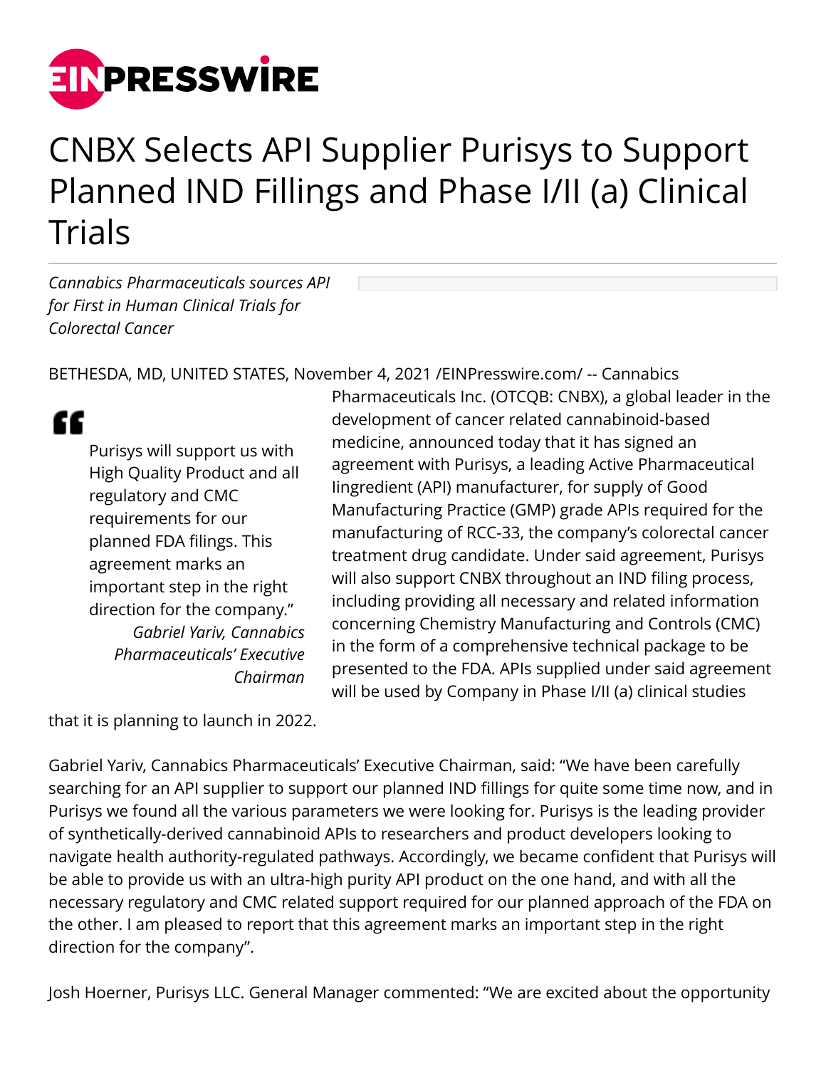# CNBX Selects API Supplier Purisys to Support Planned IND Fillings and Phase I/II (a) Clinical Trials

*Cannabics Pharmaceuticals sources API for First in Human Clinical Trials for Colorectal Cancer*

BETHESDA, MD, UNITED STATES, November 4, 2021 /EINPresswire.com/ -- Cannabics Pharmaceuticals Inc. (OTCQB: CNBX), a global leader in the development of cancer related cannabinoid-based medicine, announced today that it has signed an agreement with Purisys, a leading Active Pharmaceutical Iingredient (API) manufacturer, for supply of Good Manufacturing Practice (GMP) grade APIs required for the manufacturing of RCC-33, the company's colorectal cancer treatment drug candidate. Under said agreement, Purisys will also support CNBX throughout an IND filing process, including providing all necessary and related information concerning Chemistry Manufacturing and Controls (CMC) in the form of a comprehensive technical package to be presented to the FDA. APIs supplied under said agreement will be used by Company in Phase I/II (a) clinical studies that it is planning to launch in 2022.

> Purisys will support us with High Quality Product and all regulatory and CMC requirements for our planned FDA filings. This agreement marks an important step in the right direction for the company."
>
> *Gabriel Yariv, Cannabics Pharmaceuticals' Executive Chairman*

Gabriel Yariv, Cannabics Pharmaceuticals' Executive Chairman, said: "We have been carefully searching for an API supplier to support our planned IND fillings for quite some time now, and in Purisys we found all the various parameters we were looking for. Purisys is the leading provider of synthetically-derived cannabinoid APIs to researchers and product developers looking to navigate health authority-regulated pathways. Accordingly, we became confident that Purisys will be able to provide us with an ultra-high purity API product on the one hand, and with all the necessary regulatory and CMC related support required for our planned approach of the FDA on the other. I am pleased to report that this agreement marks an important step in the right direction for the company".

Josh Hoerner, Purisys LLC. General Manager commented: "We are excited about the opportunity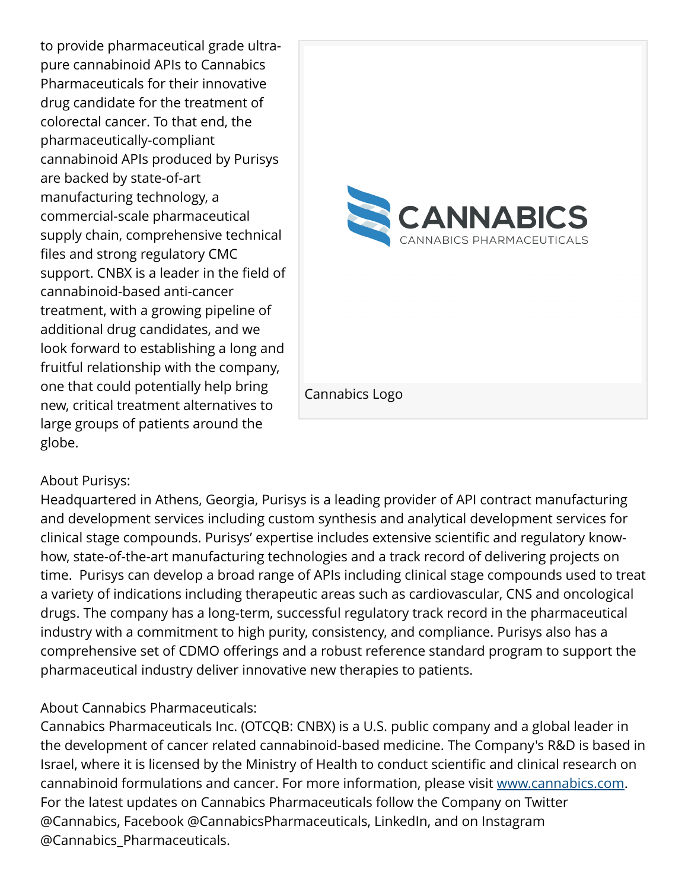to provide pharmaceutical grade ultra-pure cannabinoid APIs to Cannabics Pharmaceuticals for their innovative drug candidate for the treatment of colorectal cancer. To that end, the pharmaceutically-compliant cannabinoid APIs produced by Purisys are backed by state-of-art manufacturing technology, a commercial-scale pharmaceutical supply chain, comprehensive technical files and strong regulatory CMC support. CNBX is a leader in the field of cannabinoid-based anti-cancer treatment, with a growing pipeline of additional drug candidates, and we look forward to establishing a long and fruitful relationship with the company, one that could potentially help bring new, critical treatment alternatives to large groups of patients around the globe.

Cannabics Logo

About Purisys:
Headquartered in Athens, Georgia, Purisys is a leading provider of API contract manufacturing and development services including custom synthesis and analytical development services for clinical stage compounds. Purisys' expertise includes extensive scientific and regulatory know-how, state-of-the-art manufacturing technologies and a track record of delivering projects on time. Purisys can develop a broad range of APIs including clinical stage compounds used to treat a variety of indications including therapeutic areas such as cardiovascular, CNS and oncological drugs. The company has a long-term, successful regulatory track record in the pharmaceutical industry with a commitment to high purity, consistency, and compliance. Purisys also has a comprehensive set of CDMO offerings and a robust reference standard program to support the pharmaceutical industry deliver innovative new therapies to patients.

About Cannabics Pharmaceuticals:
Cannabics Pharmaceuticals Inc. (OTCQB: CNBX) is a U.S. public company and a global leader in the development of cancer related cannabinoid-based medicine. The Company's R&D is based in Israel, where it is licensed by the Ministry of Health to conduct scientific and clinical research on cannabinoid formulations and cancer. For more information, please visit [www.cannabics.com](http://www.cannabics.com). For the latest updates on Cannabics Pharmaceuticals follow the Company on Twitter @Cannabics, Facebook @CannabicsPharmaceuticals, LinkedIn, and on Instagram @Cannabics_Pharmaceuticals.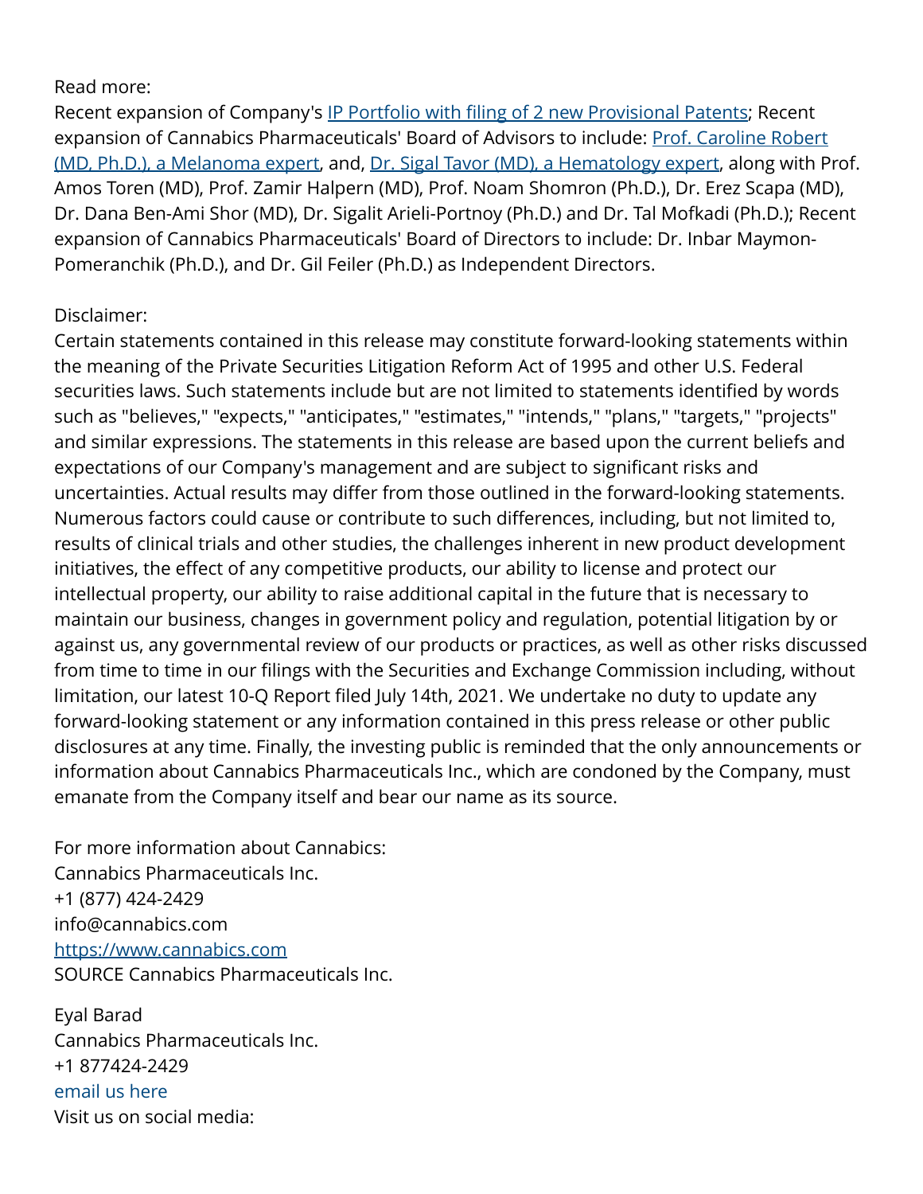Read more:
Recent expansion of Company's [IP Portfolio with filing of 2 new Provisional Patents](); Recent expansion of Cannabics Pharmaceuticals' Board of Advisors to include: [Prof. Caroline Robert (MD, Ph.D.), a Melanoma expert](), and, [Dr. Sigal Tavor (MD), a Hematology expert](), along with Prof. Amos Toren (MD), Prof. Zamir Halpern (MD), Prof. Noam Shomron (Ph.D.), Dr. Erez Scapa (MD), Dr. Dana Ben-Ami Shor (MD), Dr. Sigalit Arieli-Portnoy (Ph.D.) and Dr. Tal Mofkadi (Ph.D.); Recent expansion of Cannabics Pharmaceuticals' Board of Directors to include: Dr. Inbar Maymon-Pomeranchik (Ph.D.), and Dr. Gil Feiler (Ph.D.) as Independent Directors.

Disclaimer:
Certain statements contained in this release may constitute forward-looking statements within the meaning of the Private Securities Litigation Reform Act of 1995 and other U.S. Federal securities laws. Such statements include but are not limited to statements identified by words such as "believes," "expects," "anticipates," "estimates," "intends," "plans," "targets," "projects" and similar expressions. The statements in this release are based upon the current beliefs and expectations of our Company's management and are subject to significant risks and uncertainties. Actual results may differ from those outlined in the forward-looking statements. Numerous factors could cause or contribute to such differences, including, but not limited to, results of clinical trials and other studies, the challenges inherent in new product development initiatives, the effect of any competitive products, our ability to license and protect our intellectual property, our ability to raise additional capital in the future that is necessary to maintain our business, changes in government policy and regulation, potential litigation by or against us, any governmental review of our products or practices, as well as other risks discussed from time to time in our filings with the Securities and Exchange Commission including, without limitation, our latest 10-Q Report filed July 14th, 2021. We undertake no duty to update any forward-looking statement or any information contained in this press release or other public disclosures at any time. Finally, the investing public is reminded that the only announcements or information about Cannabics Pharmaceuticals Inc., which are condoned by the Company, must emanate from the Company itself and bear our name as its source.

For more information about Cannabics:
Cannabics Pharmaceuticals Inc.
+1 (877) 424-2429
info@cannabics.com
[https://www.cannabics.com](https://www.cannabics.com)
SOURCE Cannabics Pharmaceuticals Inc.

Eyal Barad
Cannabics Pharmaceuticals Inc.
+1 877424-2429
email us here
Visit us on social media: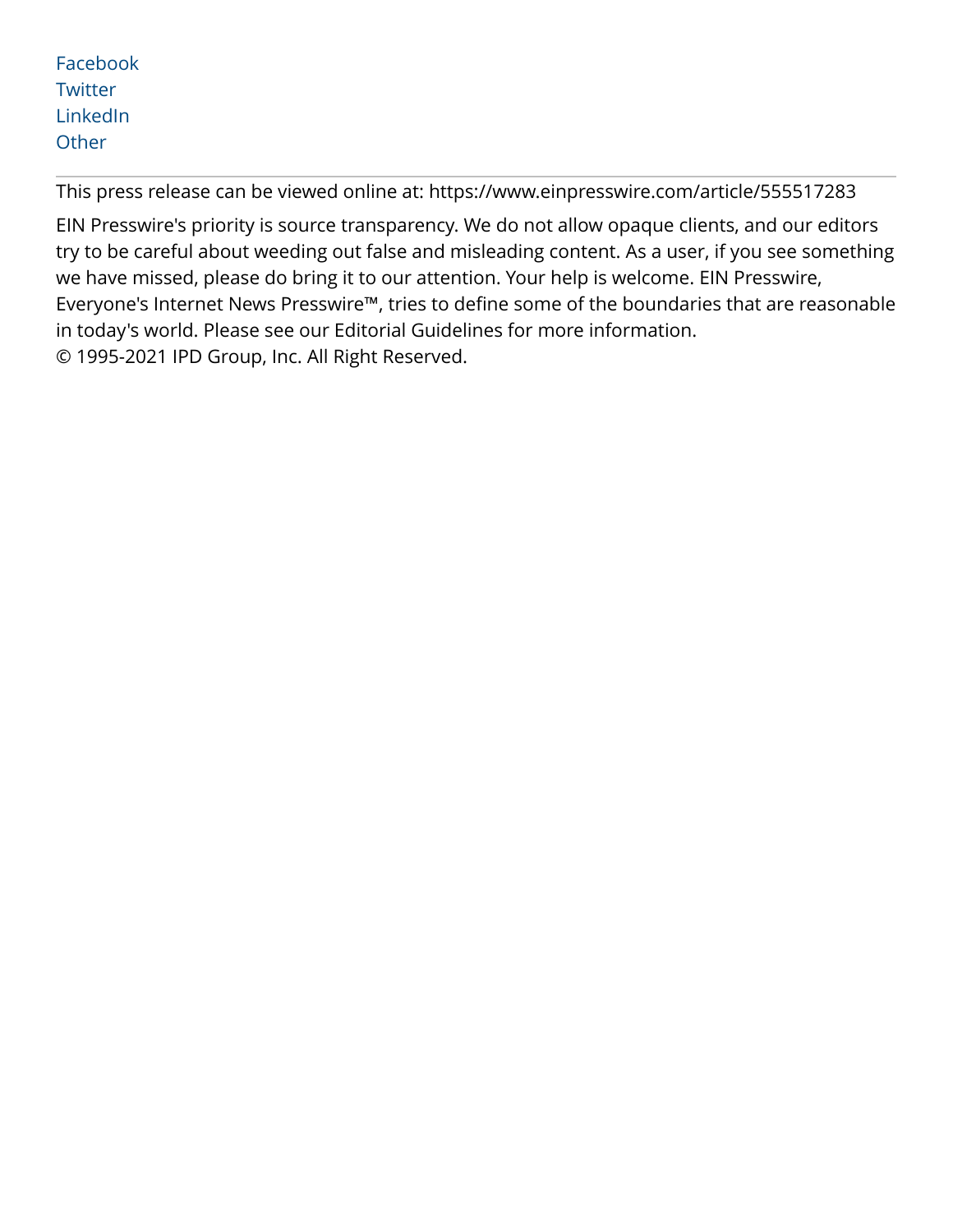Facebook
Twitter
LinkedIn
Other

---

This press release can be viewed online at: https://www.einpresswire.com/article/555517283

EIN Presswire's priority is source transparency. We do not allow opaque clients, and our editors try to be careful about weeding out false and misleading content. As a user, if you see something we have missed, please do bring it to our attention. Your help is welcome. EIN Presswire, Everyone's Internet News Presswire™, tries to define some of the boundaries that are reasonable in today's world. Please see our Editorial Guidelines for more information.
© 1995-2021 IPD Group, Inc. All Right Reserved.